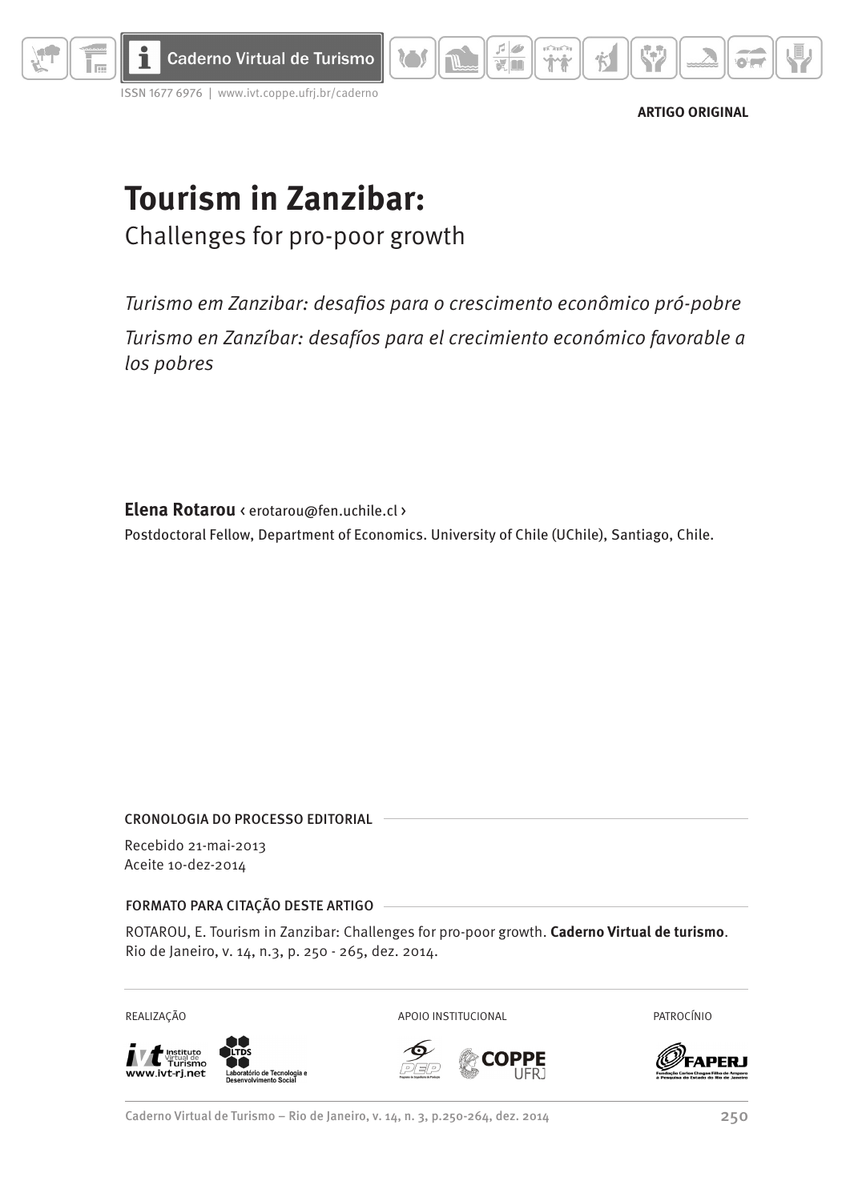ARTIGO ORIGINAL

# Tourism in Zanzibar:

## Challenges for pro-poor growth

*Turismo em Zanzibar: desafios para o crescimento econômico pró-pobre*

*Turismo en Zanzíbar: desafíos para el crecimiento económico favorable a los pobres*

**Elena Rotarou** ‹ erotarou@fen.uchile.cl ›

Postdoctoral Fellow, Department of Economics. University of Chile (UChile), Santiago, Chile.

CRONOLOGIA DO PROCESSO EDITORIAL

Recebido 21-mai-2013
Aceite 10-dez-2014

FORMATO PARA CITAÇÃO DESTE ARTIGO

ROTAROU, E. Tourism in Zanzibar: Challenges for pro-poor growth. **Caderno Virtual de turismo**. Rio de Janeiro, v. 14, n.3, p. 250 - 265, dez. 2014.

REALIZAÇÃO | APOIO INSTITUCIONAL | PATROCÍNIO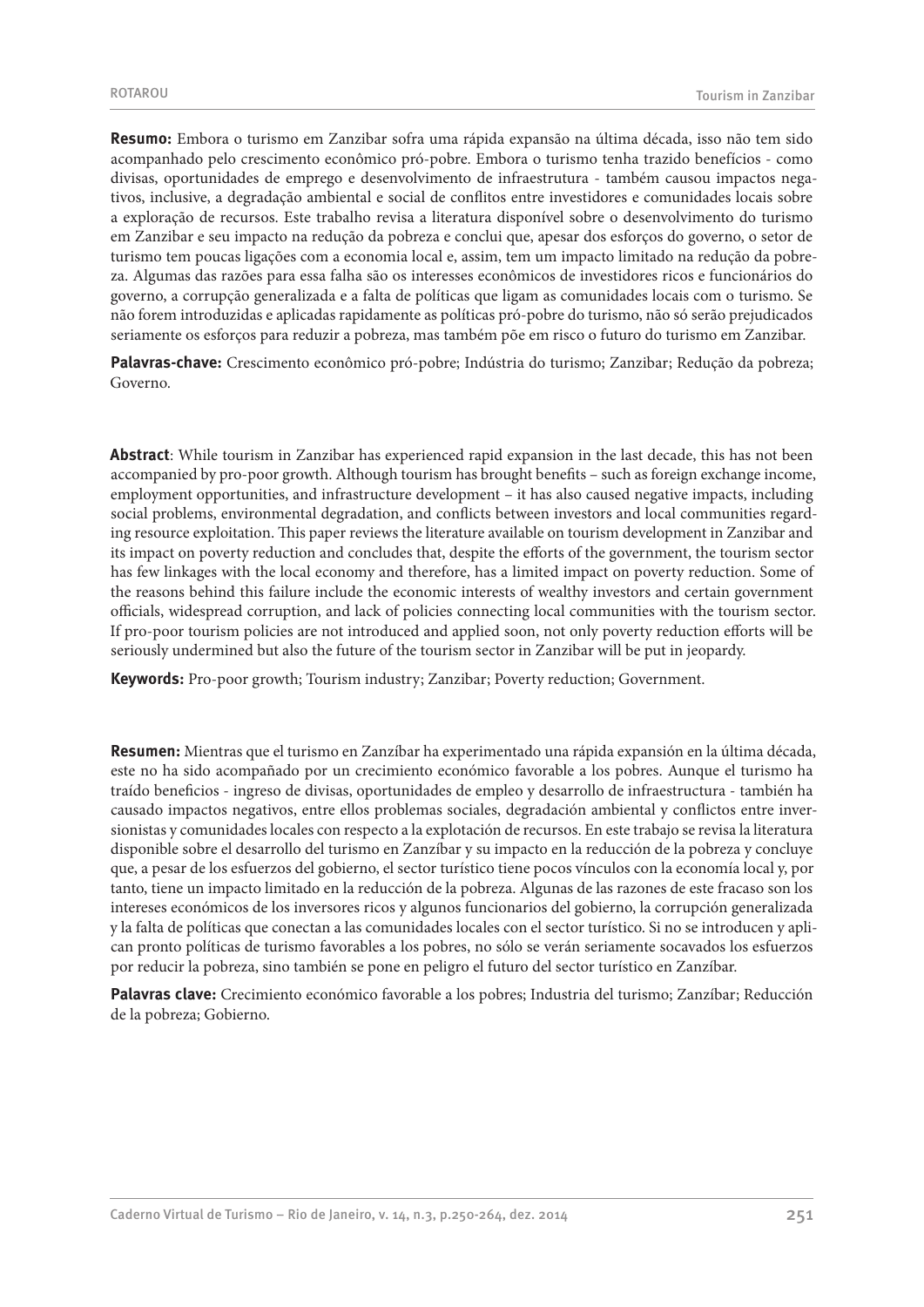**Resumo:** Embora o turismo em Zanzibar sofra uma rápida expansão na última década, isso não tem sido acompanhado pelo crescimento econômico pró-pobre. Embora o turismo tenha trazido benefícios - como divisas, oportunidades de emprego e desenvolvimento de infraestrutura - também causou impactos negativos, inclusive, a degradação ambiental e social de conflitos entre investidores e comunidades locais sobre a exploração de recursos. Este trabalho revisa a literatura disponível sobre o desenvolvimento do turismo em Zanzibar e seu impacto na redução da pobreza e conclui que, apesar dos esforços do governo, o setor de turismo tem poucas ligações com a economia local e, assim, tem um impacto limitado na redução da pobreza. Algumas das razões para essa falha são os interesses econômicos de investidores ricos e funcionários do governo, a corrupção generalizada e a falta de políticas que ligam as comunidades locais com o turismo. Se não forem introduzidas e aplicadas rapidamente as políticas pró-pobre do turismo, não só serão prejudicados seriamente os esforços para reduzir a pobreza, mas também põe em risco o futuro do turismo em Zanzibar.

**Palavras-chave:** Crescimento econômico pró-pobre; Indústria do turismo; Zanzibar; Redução da pobreza; Governo.

**Abstract**: While tourism in Zanzibar has experienced rapid expansion in the last decade, this has not been accompanied by pro-poor growth. Although tourism has brought benefits – such as foreign exchange income, employment opportunities, and infrastructure development – it has also caused negative impacts, including social problems, environmental degradation, and conflicts between investors and local communities regarding resource exploitation. This paper reviews the literature available on tourism development in Zanzibar and its impact on poverty reduction and concludes that, despite the efforts of the government, the tourism sector has few linkages with the local economy and therefore, has a limited impact on poverty reduction. Some of the reasons behind this failure include the economic interests of wealthy investors and certain government officials, widespread corruption, and lack of policies connecting local communities with the tourism sector. If pro-poor tourism policies are not introduced and applied soon, not only poverty reduction efforts will be seriously undermined but also the future of the tourism sector in Zanzibar will be put in jeopardy.

**Keywords:** Pro-poor growth; Tourism industry; Zanzibar; Poverty reduction; Government.

**Resumen:** Mientras que el turismo en Zanzíbar ha experimentado una rápida expansión en la última década, este no ha sido acompañado por un crecimiento económico favorable a los pobres. Aunque el turismo ha traído beneficios - ingreso de divisas, oportunidades de empleo y desarrollo de infraestructura - también ha causado impactos negativos, entre ellos problemas sociales, degradación ambiental y conflictos entre inversionistas y comunidades locales con respecto a la explotación de recursos. En este trabajo se revisa la literatura disponible sobre el desarrollo del turismo en Zanzíbar y su impacto en la reducción de la pobreza y concluye que, a pesar de los esfuerzos del gobierno, el sector turístico tiene pocos vínculos con la economía local y, por tanto, tiene un impacto limitado en la reducción de la pobreza. Algunas de las razones de este fracaso son los intereses económicos de los inversores ricos y algunos funcionarios del gobierno, la corrupción generalizada y la falta de políticas que conectan a las comunidades locales con el sector turístico. Si no se introducen y aplican pronto políticas de turismo favorables a los pobres, no sólo se verán seriamente socavados los esfuerzos por reducir la pobreza, sino también se pone en peligro el futuro del sector turístico en Zanzíbar.

**Palavras clave:** Crecimiento económico favorable a los pobres; Industria del turismo; Zanzíbar; Reducción de la pobreza; Gobierno.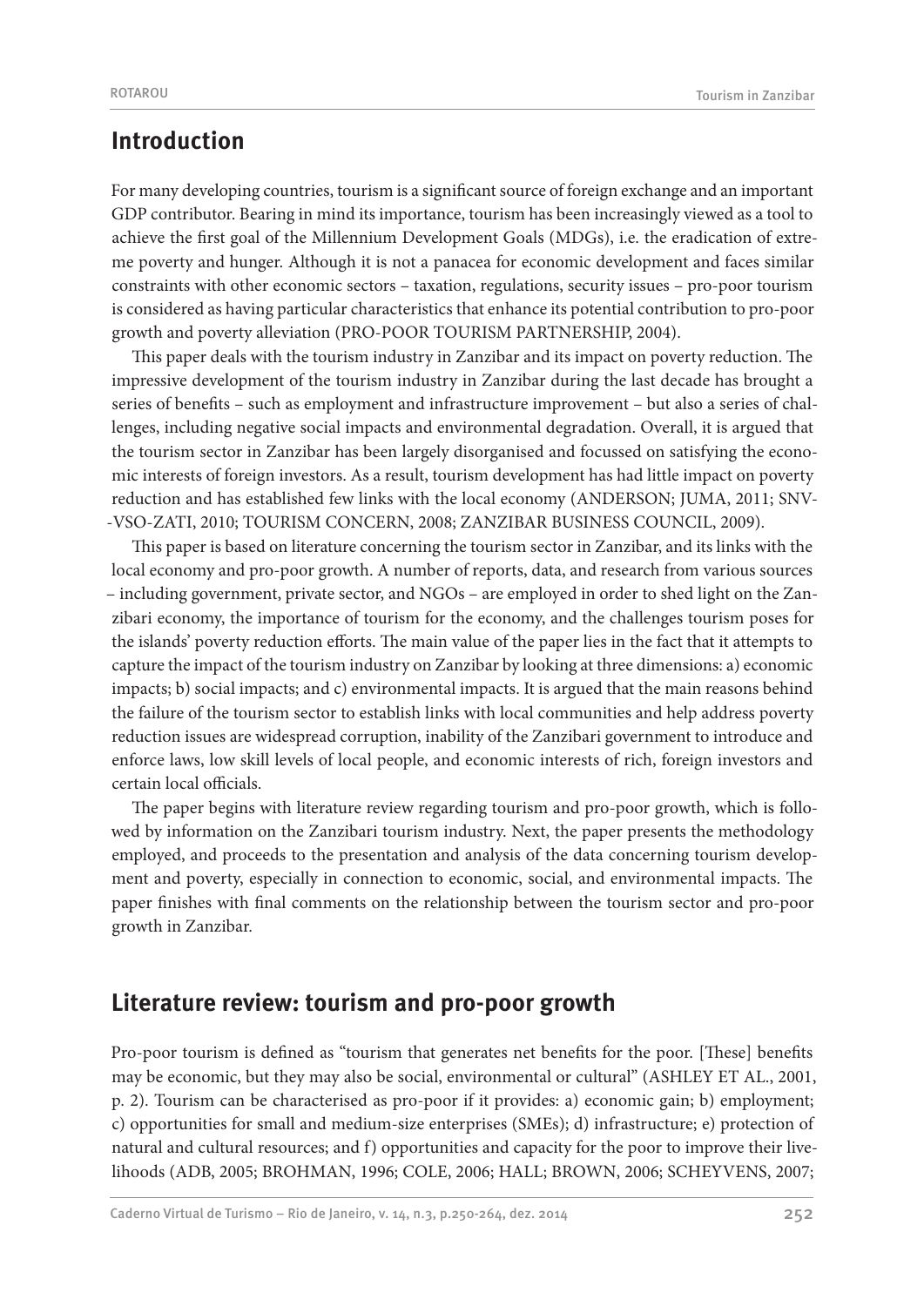## Introduction

For many developing countries, tourism is a significant source of foreign exchange and an important GDP contributor. Bearing in mind its importance, tourism has been increasingly viewed as a tool to achieve the first goal of the Millennium Development Goals (MDGs), i.e. the eradication of extreme poverty and hunger. Although it is not a panacea for economic development and faces similar constraints with other economic sectors – taxation, regulations, security issues – pro-poor tourism is considered as having particular characteristics that enhance its potential contribution to pro-poor growth and poverty alleviation (PRO-POOR TOURISM PARTNERSHIP, 2004).

This paper deals with the tourism industry in Zanzibar and its impact on poverty reduction. The impressive development of the tourism industry in Zanzibar during the last decade has brought a series of benefits – such as employment and infrastructure improvement – but also a series of challenges, including negative social impacts and environmental degradation. Overall, it is argued that the tourism sector in Zanzibar has been largely disorganised and focussed on satisfying the economic interests of foreign investors. As a result, tourism development has had little impact on poverty reduction and has established few links with the local economy (ANDERSON; JUMA, 2011; SNV-VSO-ZATI, 2010; TOURISM CONCERN, 2008; ZANZIBAR BUSINESS COUNCIL, 2009).

This paper is based on literature concerning the tourism sector in Zanzibar, and its links with the local economy and pro-poor growth. A number of reports, data, and research from various sources – including government, private sector, and NGOs – are employed in order to shed light on the Zanzibari economy, the importance of tourism for the economy, and the challenges tourism poses for the islands' poverty reduction efforts. The main value of the paper lies in the fact that it attempts to capture the impact of the tourism industry on Zanzibar by looking at three dimensions: a) economic impacts; b) social impacts; and c) environmental impacts. It is argued that the main reasons behind the failure of the tourism sector to establish links with local communities and help address poverty reduction issues are widespread corruption, inability of the Zanzibari government to introduce and enforce laws, low skill levels of local people, and economic interests of rich, foreign investors and certain local officials.

The paper begins with literature review regarding tourism and pro-poor growth, which is followed by information on the Zanzibari tourism industry. Next, the paper presents the methodology employed, and proceeds to the presentation and analysis of the data concerning tourism development and poverty, especially in connection to economic, social, and environmental impacts. The paper finishes with final comments on the relationship between the tourism sector and pro-poor growth in Zanzibar.

## Literature review: tourism and pro-poor growth

Pro-poor tourism is defined as "tourism that generates net benefits for the poor. [These] benefits may be economic, but they may also be social, environmental or cultural" (ASHLEY ET AL., 2001, p. 2). Tourism can be characterised as pro-poor if it provides: a) economic gain; b) employment; c) opportunities for small and medium-size enterprises (SMEs); d) infrastructure; e) protection of natural and cultural resources; and f) opportunities and capacity for the poor to improve their livelihoods (ADB, 2005; BROHMAN, 1996; COLE, 2006; HALL; BROWN, 2006; SCHEYVENS, 2007;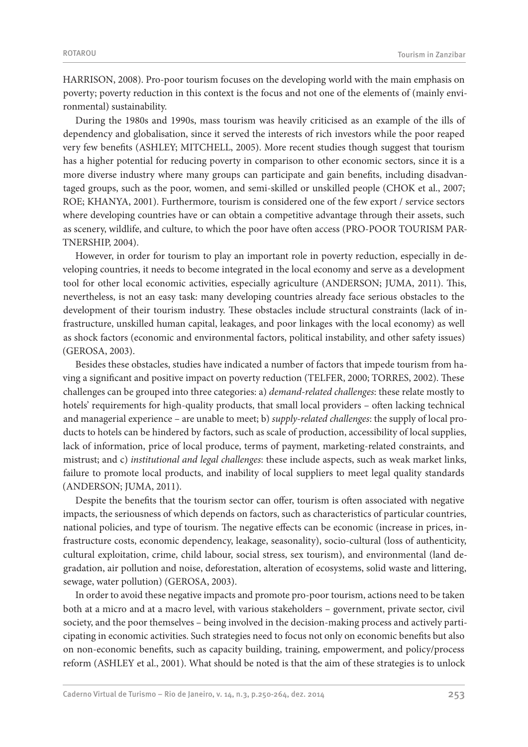HARRISON, 2008). Pro-poor tourism focuses on the developing world with the main emphasis on poverty; poverty reduction in this context is the focus and not one of the elements of (mainly environmental) sustainability.

During the 1980s and 1990s, mass tourism was heavily criticised as an example of the ills of dependency and globalisation, since it served the interests of rich investors while the poor reaped very few benefits (ASHLEY; MITCHELL, 2005). More recent studies though suggest that tourism has a higher potential for reducing poverty in comparison to other economic sectors, since it is a more diverse industry where many groups can participate and gain benefits, including disadvantaged groups, such as the poor, women, and semi-skilled or unskilled people (CHOK et al., 2007; ROE; KHANYA, 2001). Furthermore, tourism is considered one of the few export / service sectors where developing countries have or can obtain a competitive advantage through their assets, such as scenery, wildlife, and culture, to which the poor have often access (PRO-POOR TOURISM PARTNERSHIP, 2004).

However, in order for tourism to play an important role in poverty reduction, especially in developing countries, it needs to become integrated in the local economy and serve as a development tool for other local economic activities, especially agriculture (ANDERSON; JUMA, 2011). This, nevertheless, is not an easy task: many developing countries already face serious obstacles to the development of their tourism industry. These obstacles include structural constraints (lack of infrastructure, unskilled human capital, leakages, and poor linkages with the local economy) as well as shock factors (economic and environmental factors, political instability, and other safety issues) (GEROSA, 2003).

Besides these obstacles, studies have indicated a number of factors that impede tourism from having a significant and positive impact on poverty reduction (TELFER, 2000; TORRES, 2002). These challenges can be grouped into three categories: a) *demand-related challenges*: these relate mostly to hotels' requirements for high-quality products, that small local providers – often lacking technical and managerial experience – are unable to meet; b) *supply-related challenges*: the supply of local products to hotels can be hindered by factors, such as scale of production, accessibility of local supplies, lack of information, price of local produce, terms of payment, marketing-related constraints, and mistrust; and c) *institutional and legal challenges*: these include aspects, such as weak market links, failure to promote local products, and inability of local suppliers to meet legal quality standards (ANDERSON; JUMA, 2011).

Despite the benefits that the tourism sector can offer, tourism is often associated with negative impacts, the seriousness of which depends on factors, such as characteristics of particular countries, national policies, and type of tourism. The negative effects can be economic (increase in prices, infrastructure costs, economic dependency, leakage, seasonality), socio-cultural (loss of authenticity, cultural exploitation, crime, child labour, social stress, sex tourism), and environmental (land degradation, air pollution and noise, deforestation, alteration of ecosystems, solid waste and littering, sewage, water pollution) (GEROSA, 2003).

In order to avoid these negative impacts and promote pro-poor tourism, actions need to be taken both at a micro and at a macro level, with various stakeholders – government, private sector, civil society, and the poor themselves – being involved in the decision-making process and actively participating in economic activities. Such strategies need to focus not only on economic benefits but also on non-economic benefits, such as capacity building, training, empowerment, and policy/process reform (ASHLEY et al., 2001). What should be noted is that the aim of these strategies is to unlock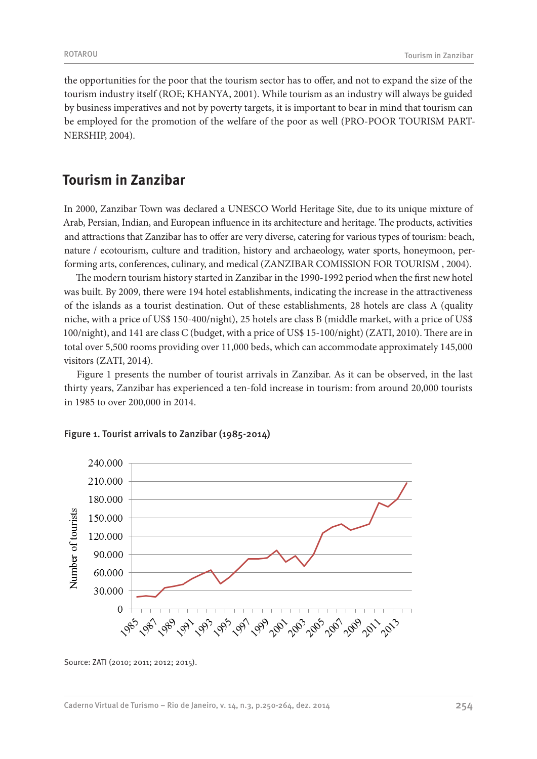the opportunities for the poor that the tourism sector has to offer, and not to expand the size of the tourism industry itself (ROE; KHANYA, 2001). While tourism as an industry will always be guided by business imperatives and not by poverty targets, it is important to bear in mind that tourism can be employed for the promotion of the welfare of the poor as well (PRO-POOR TOURISM PARTNERSHIP, 2004).

## Tourism in Zanzibar

In 2000, Zanzibar Town was declared a UNESCO World Heritage Site, due to its unique mixture of Arab, Persian, Indian, and European influence in its architecture and heritage. The products, activities and attractions that Zanzibar has to offer are very diverse, catering for various types of tourism: beach, nature / ecotourism, culture and tradition, history and archaeology, water sports, honeymoon, performing arts, conferences, culinary, and medical (ZANZIBAR COMISSION FOR TOURISM , 2004).

The modern tourism history started in Zanzibar in the 1990-1992 period when the first new hotel was built. By 2009, there were 194 hotel establishments, indicating the increase in the attractiveness of the islands as a tourist destination. Out of these establishments, 28 hotels are class A (quality niche, with a price of US$ 150-400/night), 25 hotels are class B (middle market, with a price of US$ 100/night), and 141 are class C (budget, with a price of US$ 15-100/night) (ZATI, 2010). There are in total over 5,500 rooms providing over 11,000 beds, which can accommodate approximately 145,000 visitors (ZATI, 2014).

Figure 1 presents the number of tourist arrivals in Zanzibar. As it can be observed, in the last thirty years, Zanzibar has experienced a ten-fold increase in tourism: from around 20,000 tourists in 1985 to over 200,000 in 2014.

Figure 1. Tourist arrivals to Zanzibar (1985-2014)

Source: ZATI (2010; 2011; 2012; 2015).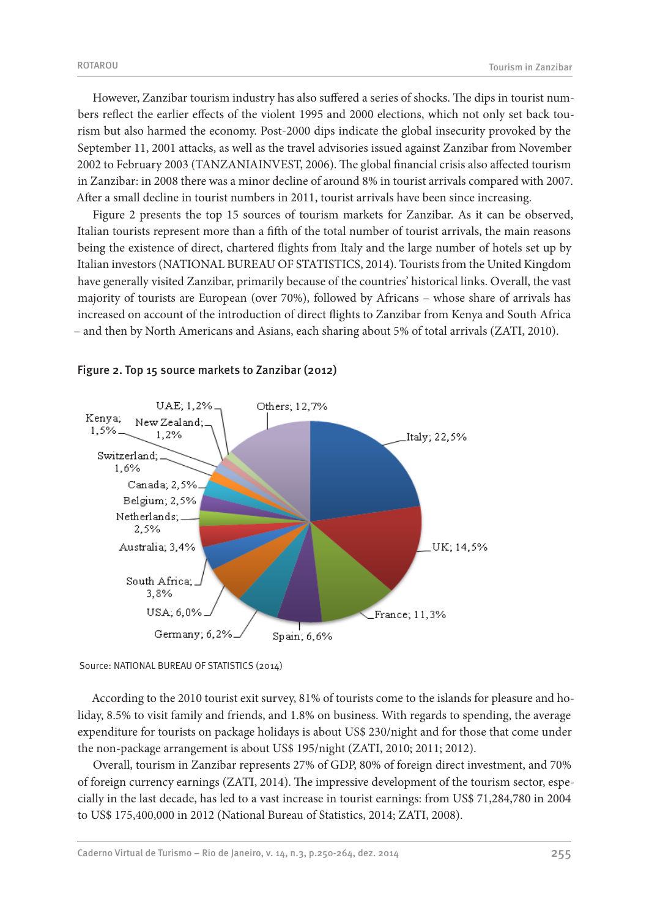However, Zanzibar tourism industry has also suffered a series of shocks. The dips in tourist numbers reflect the earlier effects of the violent 1995 and 2000 elections, which not only set back tourism but also harmed the economy. Post-2000 dips indicate the global insecurity provoked by the September 11, 2001 attacks, as well as the travel advisories issued against Zanzibar from November 2002 to February 2003 (TANZANIAINVEST, 2006). The global financial crisis also affected tourism in Zanzibar: in 2008 there was a minor decline of around 8% in tourist arrivals compared with 2007. After a small decline in tourist numbers in 2011, tourist arrivals have been since increasing.

Figure 2 presents the top 15 sources of tourism markets for Zanzibar. As it can be observed, Italian tourists represent more than a fifth of the total number of tourist arrivals, the main reasons being the existence of direct, chartered flights from Italy and the large number of hotels set up by Italian investors (NATIONAL BUREAU OF STATISTICS, 2014). Tourists from the United Kingdom have generally visited Zanzibar, primarily because of the countries' historical links. Overall, the vast majority of tourists are European (over 70%), followed by Africans – whose share of arrivals has increased on account of the introduction of direct flights to Zanzibar from Kenya and South Africa – and then by North Americans and Asians, each sharing about 5% of total arrivals (ZATI, 2010).

**Figure 2. Top 15 source markets to Zanzibar (2012)**

| Source market | Share |
|---|---|
| Italy | 22,5% |
| UK | 14,5% |
| France | 11,3% |
| Spain | 6,6% |
| Germany | 6,2% |
| USA | 6,0% |
| South Africa | 3,8% |
| Australia | 3,4% |
| Netherlands | 2,5% |
| Belgium | 2,5% |
| Canada | 2,5% |
| Switzerland | 1,6% |
| Kenya | 1,5% |
| New Zealand | 1,2% |
| UAE | 1,2% |
| Others | 12,7% |

Source: NATIONAL BUREAU OF STATISTICS (2014)

According to the 2010 tourist exit survey, 81% of tourists come to the islands for pleasure and holiday, 8.5% to visit family and friends, and 1.8% on business. With regards to spending, the average expenditure for tourists on package holidays is about US$ 230/night and for those that come under the non-package arrangement is about US$ 195/night (ZATI, 2010; 2011; 2012).

Overall, tourism in Zanzibar represents 27% of GDP, 80% of foreign direct investment, and 70% of foreign currency earnings (ZATI, 2014). The impressive development of the tourism sector, especially in the last decade, has led to a vast increase in tourist earnings: from US$ 71,284,780 in 2004 to US$ 175,400,000 in 2012 (National Bureau of Statistics, 2014; ZATI, 2008).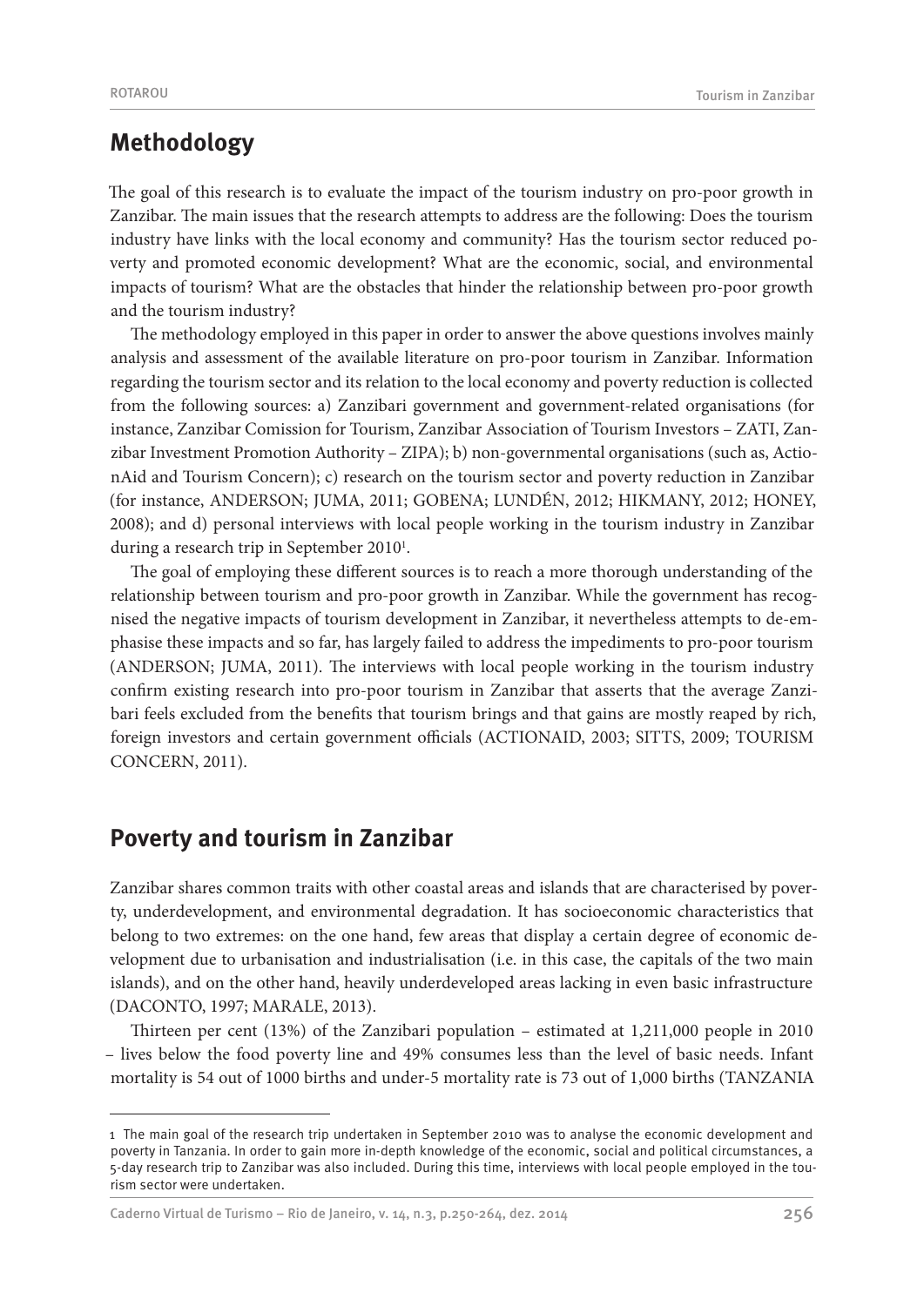## Methodology

The goal of this research is to evaluate the impact of the tourism industry on pro-poor growth in Zanzibar. The main issues that the research attempts to address are the following: Does the tourism industry have links with the local economy and community? Has the tourism sector reduced poverty and promoted economic development? What are the economic, social, and environmental impacts of tourism? What are the obstacles that hinder the relationship between pro-poor growth and the tourism industry?

The methodology employed in this paper in order to answer the above questions involves mainly analysis and assessment of the available literature on pro-poor tourism in Zanzibar. Information regarding the tourism sector and its relation to the local economy and poverty reduction is collected from the following sources: a) Zanzibari government and government-related organisations (for instance, Zanzibar Comission for Tourism, Zanzibar Association of Tourism Investors – ZATI, Zanzibar Investment Promotion Authority – ZIPA); b) non-governmental organisations (such as, ActionAid and Tourism Concern); c) research on the tourism sector and poverty reduction in Zanzibar (for instance, ANDERSON; JUMA, 2011; GOBENA; LUNDÉN, 2012; HIKMANY, 2012; HONEY, 2008); and d) personal interviews with local people working in the tourism industry in Zanzibar during a research trip in September 2010[1].

The goal of employing these different sources is to reach a more thorough understanding of the relationship between tourism and pro-poor growth in Zanzibar. While the government has recognised the negative impacts of tourism development in Zanzibar, it nevertheless attempts to de-emphasise these impacts and so far, has largely failed to address the impediments to pro-poor tourism (ANDERSON; JUMA, 2011). The interviews with local people working in the tourism industry confirm existing research into pro-poor tourism in Zanzibar that asserts that the average Zanzibari feels excluded from the benefits that tourism brings and that gains are mostly reaped by rich, foreign investors and certain government officials (ACTIONAID, 2003; SITTS, 2009; TOURISM CONCERN, 2011).

## Poverty and tourism in Zanzibar

Zanzibar shares common traits with other coastal areas and islands that are characterised by poverty, underdevelopment, and environmental degradation. It has socioeconomic characteristics that belong to two extremes: on the one hand, few areas that display a certain degree of economic development due to urbanisation and industrialisation (i.e. in this case, the capitals of the two main islands), and on the other hand, heavily underdeveloped areas lacking in even basic infrastructure (DACONTO, 1997; MARALE, 2013).

Thirteen per cent (13%) of the Zanzibari population – estimated at 1,211,000 people in 2010 – lives below the food poverty line and 49% consumes less than the level of basic needs. Infant mortality is 54 out of 1000 births and under-5 mortality rate is 73 out of 1,000 births (TANZANIA

---

[1] The main goal of the research trip undertaken in September 2010 was to analyse the economic development and poverty in Tanzania. In order to gain more in-depth knowledge of the economic, social and political circumstances, a 5-day research trip to Zanzibar was also included. During this time, interviews with local people employed in the tourism sector were undertaken.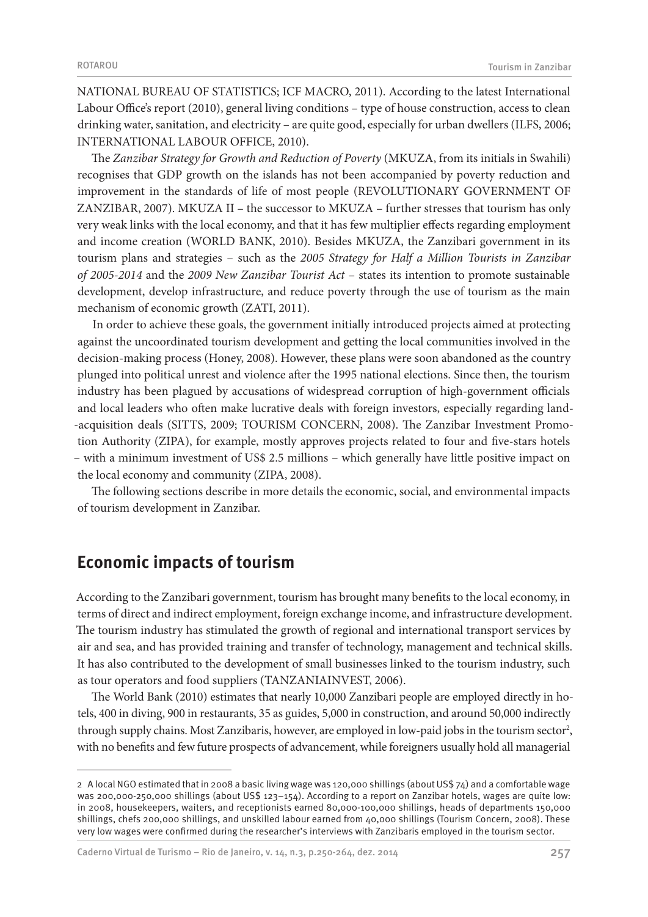NATIONAL BUREAU OF STATISTICS; ICF MACRO, 2011). According to the latest International Labour Office's report (2010), general living conditions – type of house construction, access to clean drinking water, sanitation, and electricity – are quite good, especially for urban dwellers (ILFS, 2006; INTERNATIONAL LABOUR OFFICE, 2010).

The *Zanzibar Strategy for Growth and Reduction of Poverty* (MKUZA, from its initials in Swahili) recognises that GDP growth on the islands has not been accompanied by poverty reduction and improvement in the standards of life of most people (REVOLUTIONARY GOVERNMENT OF ZANZIBAR, 2007). MKUZA II – the successor to MKUZA – further stresses that tourism has only very weak links with the local economy, and that it has few multiplier effects regarding employment and income creation (WORLD BANK, 2010). Besides MKUZA, the Zanzibari government in its tourism plans and strategies – such as the *2005 Strategy for Half a Million Tourists in Zanzibar of 2005-2014* and the *2009 New Zanzibar Tourist Act* – states its intention to promote sustainable development, develop infrastructure, and reduce poverty through the use of tourism as the main mechanism of economic growth (ZATI, 2011).

In order to achieve these goals, the government initially introduced projects aimed at protecting against the uncoordinated tourism development and getting the local communities involved in the decision-making process (Honey, 2008). However, these plans were soon abandoned as the country plunged into political unrest and violence after the 1995 national elections. Since then, the tourism industry has been plagued by accusations of widespread corruption of high-government officials and local leaders who often make lucrative deals with foreign investors, especially regarding land-acquisition deals (SITTS, 2009; TOURISM CONCERN, 2008). The Zanzibar Investment Promotion Authority (ZIPA), for example, mostly approves projects related to four and five-stars hotels – with a minimum investment of US$ 2.5 millions – which generally have little positive impact on the local economy and community (ZIPA, 2008).

The following sections describe in more details the economic, social, and environmental impacts of tourism development in Zanzibar.

## Economic impacts of tourism

According to the Zanzibari government, tourism has brought many benefits to the local economy, in terms of direct and indirect employment, foreign exchange income, and infrastructure development. The tourism industry has stimulated the growth of regional and international transport services by air and sea, and has provided training and transfer of technology, management and technical skills. It has also contributed to the development of small businesses linked to the tourism industry, such as tour operators and food suppliers (TANZANIAINVEST, 2006).

The World Bank (2010) estimates that nearly 10,000 Zanzibari people are employed directly in hotels, 400 in diving, 900 in restaurants, 35 as guides, 5,000 in construction, and around 50,000 indirectly through supply chains. Most Zanzibaris, however, are employed in low-paid jobs in the tourism sector[2], with no benefits and few future prospects of advancement, while foreigners usually hold all managerial

---

2 A local NGO estimated that in 2008 a basic living wage was 120,000 shillings (about US$ 74) and a comfortable wage was 200,000-250,000 shillings (about US$ 123–154). According to a report on Zanzibar hotels, wages are quite low: in 2008, housekeepers, waiters, and receptionists earned 80,000-100,000 shillings, heads of departments 150,000 shillings, chefs 200,000 shillings, and unskilled labour earned from 40,000 shillings (Tourism Concern, 2008). These very low wages were confirmed during the researcher's interviews with Zanzibaris employed in the tourism sector.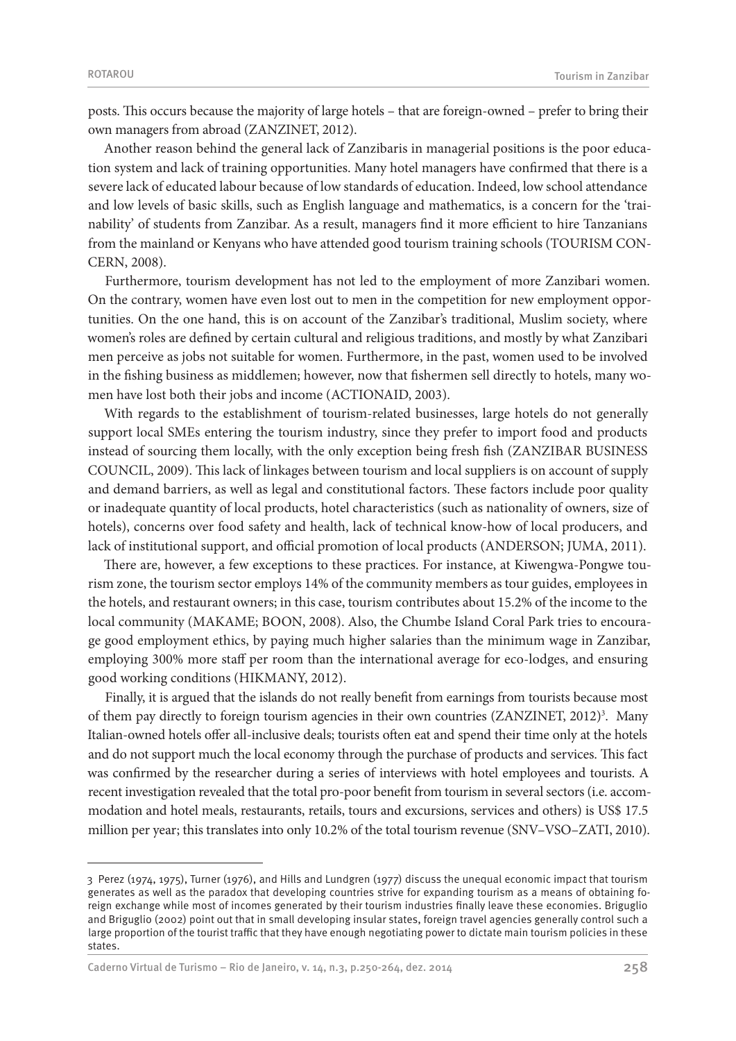posts. This occurs because the majority of large hotels – that are foreign-owned – prefer to bring their own managers from abroad (ZANZINET, 2012).

Another reason behind the general lack of Zanzibaris in managerial positions is the poor education system and lack of training opportunities. Many hotel managers have confirmed that there is a severe lack of educated labour because of low standards of education. Indeed, low school attendance and low levels of basic skills, such as English language and mathematics, is a concern for the 'trainability' of students from Zanzibar. As a result, managers find it more efficient to hire Tanzanians from the mainland or Kenyans who have attended good tourism training schools (TOURISM CONCERN, 2008).

Furthermore, tourism development has not led to the employment of more Zanzibari women. On the contrary, women have even lost out to men in the competition for new employment opportunities. On the one hand, this is on account of the Zanzibar's traditional, Muslim society, where women's roles are defined by certain cultural and religious traditions, and mostly by what Zanzibari men perceive as jobs not suitable for women. Furthermore, in the past, women used to be involved in the fishing business as middlemen; however, now that fishermen sell directly to hotels, many women have lost both their jobs and income (ACTIONAID, 2003).

With regards to the establishment of tourism-related businesses, large hotels do not generally support local SMEs entering the tourism industry, since they prefer to import food and products instead of sourcing them locally, with the only exception being fresh fish (ZANZIBAR BUSINESS COUNCIL, 2009). This lack of linkages between tourism and local suppliers is on account of supply and demand barriers, as well as legal and constitutional factors. These factors include poor quality or inadequate quantity of local products, hotel characteristics (such as nationality of owners, size of hotels), concerns over food safety and health, lack of technical know-how of local producers, and lack of institutional support, and official promotion of local products (ANDERSON; JUMA, 2011).

There are, however, a few exceptions to these practices. For instance, at Kiwengwa-Pongwe tourism zone, the tourism sector employs 14% of the community members as tour guides, employees in the hotels, and restaurant owners; in this case, tourism contributes about 15.2% of the income to the local community (MAKAME; BOON, 2008). Also, the Chumbe Island Coral Park tries to encourage good employment ethics, by paying much higher salaries than the minimum wage in Zanzibar, employing 300% more staff per room than the international average for eco-lodges, and ensuring good working conditions (HIKMANY, 2012).

Finally, it is argued that the islands do not really benefit from earnings from tourists because most of them pay directly to foreign tourism agencies in their own countries (ZANZINET, 2012)[3]. Many Italian-owned hotels offer all-inclusive deals; tourists often eat and spend their time only at the hotels and do not support much the local economy through the purchase of products and services. This fact was confirmed by the researcher during a series of interviews with hotel employees and tourists. A recent investigation revealed that the total pro-poor benefit from tourism in several sectors (i.e. accommodation and hotel meals, restaurants, retails, tours and excursions, services and others) is US$ 17.5 million per year; this translates into only 10.2% of the total tourism revenue (SNV–VSO–ZATI, 2010).

---

3 Perez (1974, 1975), Turner (1976), and Hills and Lundgren (1977) discuss the unequal economic impact that tourism generates as well as the paradox that developing countries strive for expanding tourism as a means of obtaining foreign exchange while most of incomes generated by their tourism industries finally leave these economies. Briguglio and Briguglio (2002) point out that in small developing insular states, foreign travel agencies generally control such a large proportion of the tourist traffic that they have enough negotiating power to dictate main tourism policies in these states.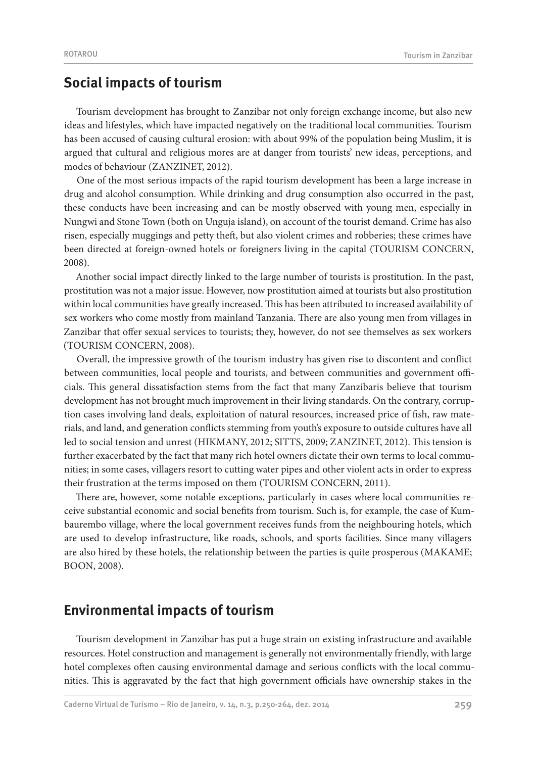## Social impacts of tourism

Tourism development has brought to Zanzibar not only foreign exchange income, but also new ideas and lifestyles, which have impacted negatively on the traditional local communities. Tourism has been accused of causing cultural erosion: with about 99% of the population being Muslim, it is argued that cultural and religious mores are at danger from tourists' new ideas, perceptions, and modes of behaviour (ZANZINET, 2012).

One of the most serious impacts of the rapid tourism development has been a large increase in drug and alcohol consumption. While drinking and drug consumption also occurred in the past, these conducts have been increasing and can be mostly observed with young men, especially in Nungwi and Stone Town (both on Unguja island), on account of the tourist demand. Crime has also risen, especially muggings and petty theft, but also violent crimes and robberies; these crimes have been directed at foreign-owned hotels or foreigners living in the capital (TOURISM CONCERN, 2008).

Another social impact directly linked to the large number of tourists is prostitution. In the past, prostitution was not a major issue. However, now prostitution aimed at tourists but also prostitution within local communities have greatly increased. This has been attributed to increased availability of sex workers who come mostly from mainland Tanzania. There are also young men from villages in Zanzibar that offer sexual services to tourists; they, however, do not see themselves as sex workers (TOURISM CONCERN, 2008).

Overall, the impressive growth of the tourism industry has given rise to discontent and conflict between communities, local people and tourists, and between communities and government officials. This general dissatisfaction stems from the fact that many Zanzibaris believe that tourism development has not brought much improvement in their living standards. On the contrary, corruption cases involving land deals, exploitation of natural resources, increased price of fish, raw materials, and land, and generation conflicts stemming from youth's exposure to outside cultures have all led to social tension and unrest (HIKMANY, 2012; SITTS, 2009; ZANZINET, 2012). This tension is further exacerbated by the fact that many rich hotel owners dictate their own terms to local communities; in some cases, villagers resort to cutting water pipes and other violent acts in order to express their frustration at the terms imposed on them (TOURISM CONCERN, 2011).

There are, however, some notable exceptions, particularly in cases where local communities receive substantial economic and social benefits from tourism. Such is, for example, the case of Kumbaurembo village, where the local government receives funds from the neighbouring hotels, which are used to develop infrastructure, like roads, schools, and sports facilities. Since many villagers are also hired by these hotels, the relationship between the parties is quite prosperous (MAKAME; BOON, 2008).

## Environmental impacts of tourism

Tourism development in Zanzibar has put a huge strain on existing infrastructure and available resources. Hotel construction and management is generally not environmentally friendly, with large hotel complexes often causing environmental damage and serious conflicts with the local communities. This is aggravated by the fact that high government officials have ownership stakes in the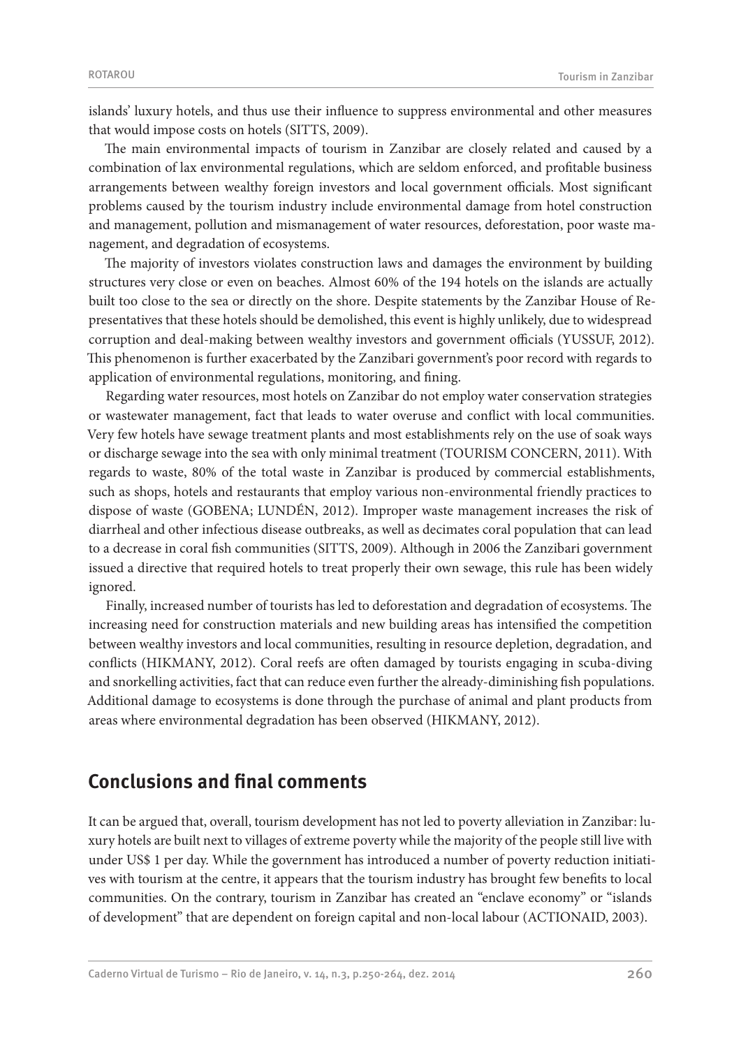islands' luxury hotels, and thus use their influence to suppress environmental and other measures that would impose costs on hotels (SITTS, 2009).

The main environmental impacts of tourism in Zanzibar are closely related and caused by a combination of lax environmental regulations, which are seldom enforced, and profitable business arrangements between wealthy foreign investors and local government officials. Most significant problems caused by the tourism industry include environmental damage from hotel construction and management, pollution and mismanagement of water resources, deforestation, poor waste management, and degradation of ecosystems.

The majority of investors violates construction laws and damages the environment by building structures very close or even on beaches. Almost 60% of the 194 hotels on the islands are actually built too close to the sea or directly on the shore. Despite statements by the Zanzibar House of Representatives that these hotels should be demolished, this event is highly unlikely, due to widespread corruption and deal-making between wealthy investors and government officials (YUSSUF, 2012). This phenomenon is further exacerbated by the Zanzibari government's poor record with regards to application of environmental regulations, monitoring, and fining.

Regarding water resources, most hotels on Zanzibar do not employ water conservation strategies or wastewater management, fact that leads to water overuse and conflict with local communities. Very few hotels have sewage treatment plants and most establishments rely on the use of soak ways or discharge sewage into the sea with only minimal treatment (TOURISM CONCERN, 2011). With regards to waste, 80% of the total waste in Zanzibar is produced by commercial establishments, such as shops, hotels and restaurants that employ various non-environmental friendly practices to dispose of waste (GOBENA; LUNDÉN, 2012). Improper waste management increases the risk of diarrheal and other infectious disease outbreaks, as well as decimates coral population that can lead to a decrease in coral fish communities (SITTS, 2009). Although in 2006 the Zanzibari government issued a directive that required hotels to treat properly their own sewage, this rule has been widely ignored.

Finally, increased number of tourists has led to deforestation and degradation of ecosystems. The increasing need for construction materials and new building areas has intensified the competition between wealthy investors and local communities, resulting in resource depletion, degradation, and conflicts (HIKMANY, 2012). Coral reefs are often damaged by tourists engaging in scuba-diving and snorkelling activities, fact that can reduce even further the already-diminishing fish populations. Additional damage to ecosystems is done through the purchase of animal and plant products from areas where environmental degradation has been observed (HIKMANY, 2012).

## Conclusions and final comments

It can be argued that, overall, tourism development has not led to poverty alleviation in Zanzibar: luxury hotels are built next to villages of extreme poverty while the majority of the people still live with under US$ 1 per day. While the government has introduced a number of poverty reduction initiatives with tourism at the centre, it appears that the tourism industry has brought few benefits to local communities. On the contrary, tourism in Zanzibar has created an "enclave economy" or "islands of development" that are dependent on foreign capital and non-local labour (ACTIONAID, 2003).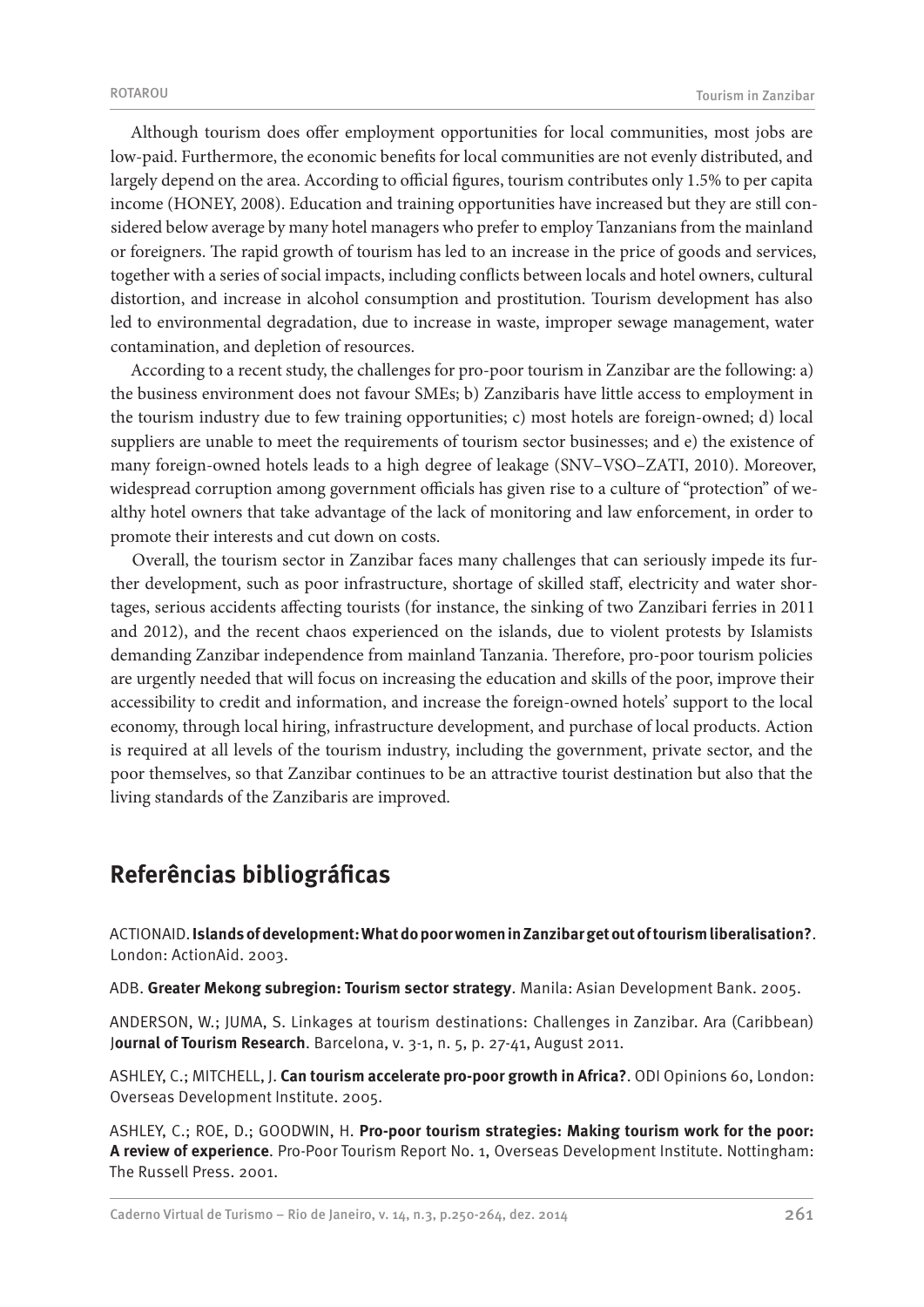Although tourism does offer employment opportunities for local communities, most jobs are low-paid. Furthermore, the economic benefits for local communities are not evenly distributed, and largely depend on the area. According to official figures, tourism contributes only 1.5% to per capita income (HONEY, 2008). Education and training opportunities have increased but they are still considered below average by many hotel managers who prefer to employ Tanzanians from the mainland or foreigners. The rapid growth of tourism has led to an increase in the price of goods and services, together with a series of social impacts, including conflicts between locals and hotel owners, cultural distortion, and increase in alcohol consumption and prostitution. Tourism development has also led to environmental degradation, due to increase in waste, improper sewage management, water contamination, and depletion of resources.

According to a recent study, the challenges for pro-poor tourism in Zanzibar are the following: a) the business environment does not favour SMEs; b) Zanzibaris have little access to employment in the tourism industry due to few training opportunities; c) most hotels are foreign-owned; d) local suppliers are unable to meet the requirements of tourism sector businesses; and e) the existence of many foreign-owned hotels leads to a high degree of leakage (SNV–VSO–ZATI, 2010). Moreover, widespread corruption among government officials has given rise to a culture of "protection" of wealthy hotel owners that take advantage of the lack of monitoring and law enforcement, in order to promote their interests and cut down on costs.

Overall, the tourism sector in Zanzibar faces many challenges that can seriously impede its further development, such as poor infrastructure, shortage of skilled staff, electricity and water shortages, serious accidents affecting tourists (for instance, the sinking of two Zanzibari ferries in 2011 and 2012), and the recent chaos experienced on the islands, due to violent protests by Islamists demanding Zanzibar independence from mainland Tanzania. Therefore, pro-poor tourism policies are urgently needed that will focus on increasing the education and skills of the poor, improve their accessibility to credit and information, and increase the foreign-owned hotels' support to the local economy, through local hiring, infrastructure development, and purchase of local products. Action is required at all levels of the tourism industry, including the government, private sector, and the poor themselves, so that Zanzibar continues to be an attractive tourist destination but also that the living standards of the Zanzibaris are improved.

## Referências bibliográficas

ACTIONAID. **Islands of development: What do poor women in Zanzibar get out of tourism liberalisation?**. London: ActionAid. 2003.

ADB. **Greater Mekong subregion: Tourism sector strategy**. Manila: Asian Development Bank. 2005.

ANDERSON, W.; JUMA, S. Linkages at tourism destinations: Challenges in Zanzibar. Ara (Caribbean) J**ournal of Tourism Research**. Barcelona, v. 3-1, n. 5, p. 27-41, August 2011.

ASHLEY, C.; MITCHELL, J. **Can tourism accelerate pro-poor growth in Africa?**. ODI Opinions 60, London: Overseas Development Institute. 2005.

ASHLEY, C.; ROE, D.; GOODWIN, H. **Pro-poor tourism strategies: Making tourism work for the poor: A review of experience**. Pro-Poor Tourism Report No. 1, Overseas Development Institute. Nottingham: The Russell Press. 2001.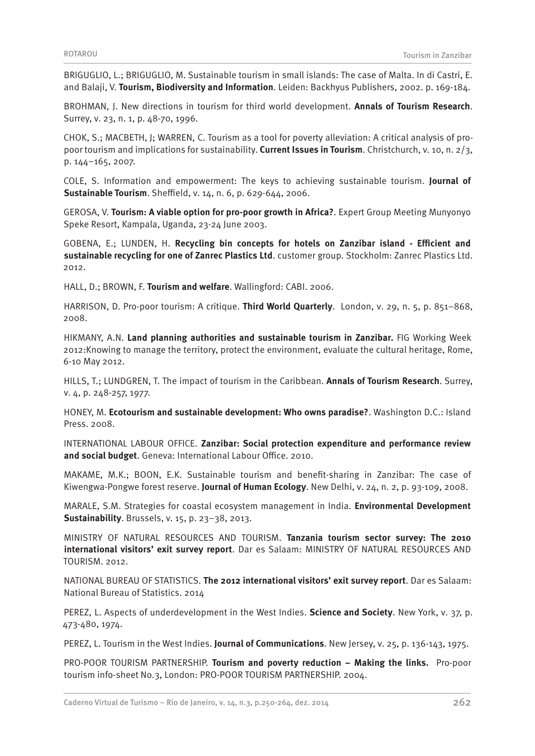BRIGUGLIO, L.; BRIGUGLIO, M. Sustainable tourism in small islands: The case of Malta. In di Castri, E. and Balaji, V. **Tourism, Biodiversity and Information**. Leiden: Backhyus Publishers, 2002. p. 169-184.

BROHMAN, J. New directions in tourism for third world development. **Annals of Tourism Research**. Surrey, v. 23, n. 1, p. 48-70, 1996.

CHOK, S.; MACBETH, J; WARREN, C. Tourism as a tool for poverty alleviation: A critical analysis of pro-poor tourism and implications for sustainability. **Current Issues in Tourism**. Christchurch, v. 10, n. 2/3, p. 144–165, 2007.

COLE, S. Information and empowerment: The keys to achieving sustainable tourism. **Journal of Sustainable Tourism**. Sheffield, v. 14, n. 6, p. 629-644, 2006.

GEROSA, V. **Tourism: A viable option for pro-poor growth in Africa?**. Expert Group Meeting Munyonyo Speke Resort, Kampala, Uganda, 23-24 June 2003.

GOBENA, E.; LUNDEN, H. **Recycling bin concepts for hotels on Zanzibar island - Efficient and sustainable recycling for one of Zanrec Plastics Ltd**. customer group. Stockholm: Zanrec Plastics Ltd. 2012.

HALL, D.; BROWN, F. **Tourism and welfare**. Wallingford: CABI. 2006.

HARRISON, D. Pro-poor tourism: A critique. **Third World Quarterly**. London, v. 29, n. 5, p. 851–868, 2008.

HIKMANY, A.N. **Land planning authorities and sustainable tourism in Zanzibar.** FIG Working Week 2012:Knowing to manage the territory, protect the environment, evaluate the cultural heritage, Rome, 6-10 May 2012.

HILLS, T.; LUNDGREN, T. The impact of tourism in the Caribbean. **Annals of Tourism Research**. Surrey, v. 4, p. 248-257, 1977.

HONEY, M. **Ecotourism and sustainable development: Who owns paradise?**. Washington D.C.: Island Press. 2008.

INTERNATIONAL LABOUR OFFICE. **Zanzibar: Social protection expenditure and performance review and social budget**. Geneva: International Labour Office. 2010.

MAKAME, M.K.; BOON, E.K. Sustainable tourism and benefit-sharing in Zanzibar: The case of Kiwengwa-Pongwe forest reserve. **Journal of Human Ecology**. New Delhi, v. 24, n. 2, p. 93-109, 2008.

MARALE, S.M. Strategies for coastal ecosystem management in India. **Environmental Development Sustainability**. Brussels, v. 15, p. 23–38, 2013.

MINISTRY OF NATURAL RESOURCES AND TOURISM. **Tanzania tourism sector survey: The 2010 international visitors' exit survey report**. Dar es Salaam: MINISTRY OF NATURAL RESOURCES AND TOURISM. 2012.

NATIONAL BUREAU OF STATISTICS. **The 2012 international visitors' exit survey report**. Dar es Salaam: National Bureau of Statistics. 2014

PEREZ, L. Aspects of underdevelopment in the West Indies. **Science and Society**. New York, v. 37, p. 473-480, 1974.

PEREZ, L. Tourism in the West Indies. **Journal of Communications**. New Jersey, v. 25, p. 136-143, 1975.

PRO-POOR TOURISM PARTNERSHIP. **Tourism and poverty reduction – Making the links.** Pro-poor tourism info-sheet No.3, London: PRO-POOR TOURISM PARTNERSHIP. 2004.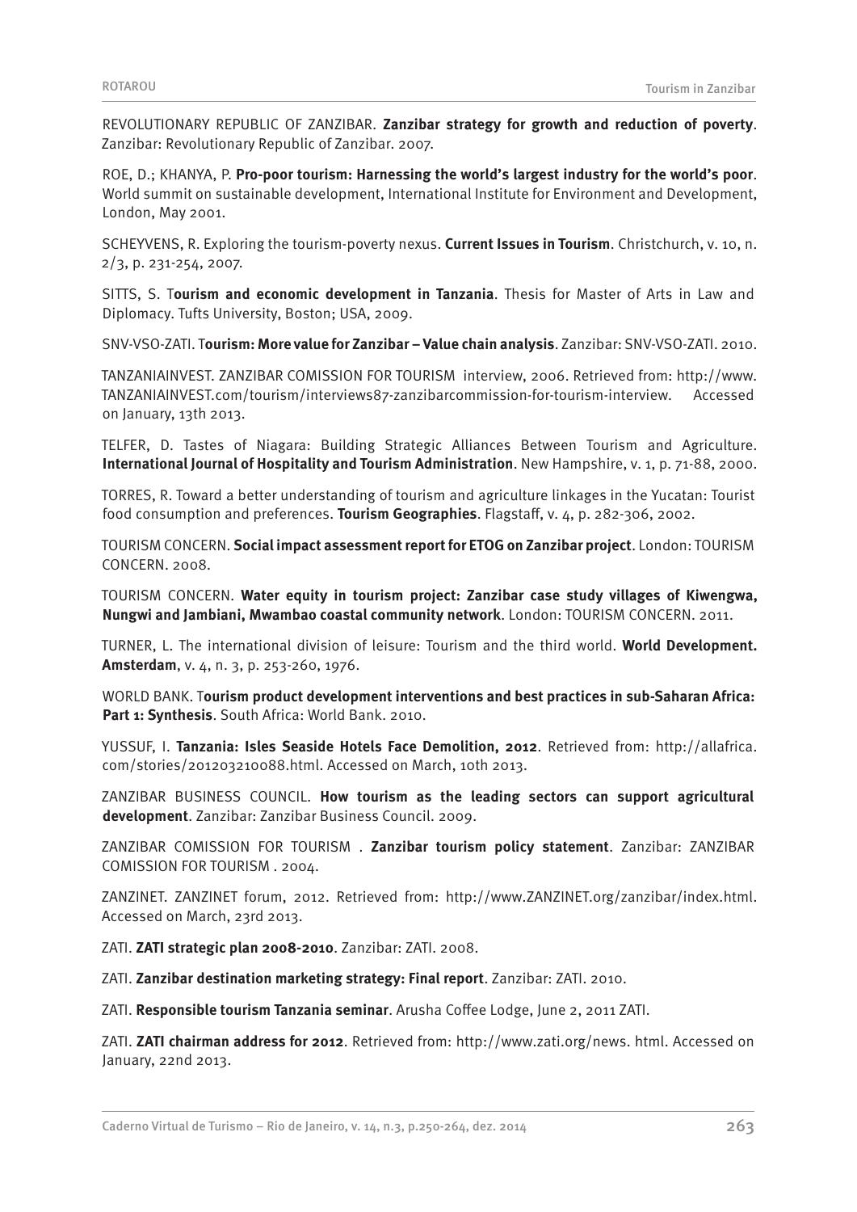REVOLUTIONARY REPUBLIC OF ZANZIBAR. **Zanzibar strategy for growth and reduction of poverty**. Zanzibar: Revolutionary Republic of Zanzibar. 2007.

ROE, D.; KHANYA, P. **Pro-poor tourism: Harnessing the world's largest industry for the world's poor**. World summit on sustainable development, International Institute for Environment and Development, London, May 2001.

SCHEYVENS, R. Exploring the tourism-poverty nexus. **Current Issues in Tourism**. Christchurch, v. 10, n. 2/3, p. 231-254, 2007.

SITTS, S. T**ourism and economic development in Tanzania**. Thesis for Master of Arts in Law and Diplomacy. Tufts University, Boston; USA, 2009.

SNV-VSO-ZATI. T**ourism: More value for Zanzibar – Value chain analysis**. Zanzibar: SNV-VSO-ZATI. 2010.

TANZANIAINVEST. ZANZIBAR COMISSION FOR TOURISM interview, 2006. Retrieved from: http://www.TANZANIAINVEST.com/tourism/interviews87-zanzibarcommission-for-tourism-interview. Accessed on January, 13th 2013.

TELFER, D. Tastes of Niagara: Building Strategic Alliances Between Tourism and Agriculture. **International Journal of Hospitality and Tourism Administration**. New Hampshire, v. 1, p. 71-88, 2000.

TORRES, R. Toward a better understanding of tourism and agriculture linkages in the Yucatan: Tourist food consumption and preferences. **Tourism Geographies**. Flagstaff, v. 4, p. 282-306, 2002.

TOURISM CONCERN. **Social impact assessment report for ETOG on Zanzibar project**. London: TOURISM CONCERN. 2008.

TOURISM CONCERN. **Water equity in tourism project: Zanzibar case study villages of Kiwengwa, Nungwi and Jambiani, Mwambao coastal community network**. London: TOURISM CONCERN. 2011.

TURNER, L. The international division of leisure: Tourism and the third world. **World Development. Amsterdam**, v. 4, n. 3, p. 253-260, 1976.

WORLD BANK. T**ourism product development interventions and best practices in sub-Saharan Africa: Part 1: Synthesis**. South Africa: World Bank. 2010.

YUSSUF, I. **Tanzania: Isles Seaside Hotels Face Demolition, 2012**. Retrieved from: http://allafrica.com/stories/201203210088.html. Accessed on March, 10th 2013.

ZANZIBAR BUSINESS COUNCIL. **How tourism as the leading sectors can support agricultural development**. Zanzibar: Zanzibar Business Council. 2009.

ZANZIBAR COMISSION FOR TOURISM . **Zanzibar tourism policy statement**. Zanzibar: ZANZIBAR COMISSION FOR TOURISM . 2004.

ZANZINET. ZANZINET forum, 2012. Retrieved from: http://www.ZANZINET.org/zanzibar/index.html. Accessed on March, 23rd 2013.

ZATI. **ZATI strategic plan 2008-2010**. Zanzibar: ZATI. 2008.

ZATI. **Zanzibar destination marketing strategy: Final report**. Zanzibar: ZATI. 2010.

ZATI. **Responsible tourism Tanzania seminar**. Arusha Coffee Lodge, June 2, 2011 ZATI.

ZATI. **ZATI chairman address for 2012**. Retrieved from: http://www.zati.org/news. html. Accessed on January, 22nd 2013.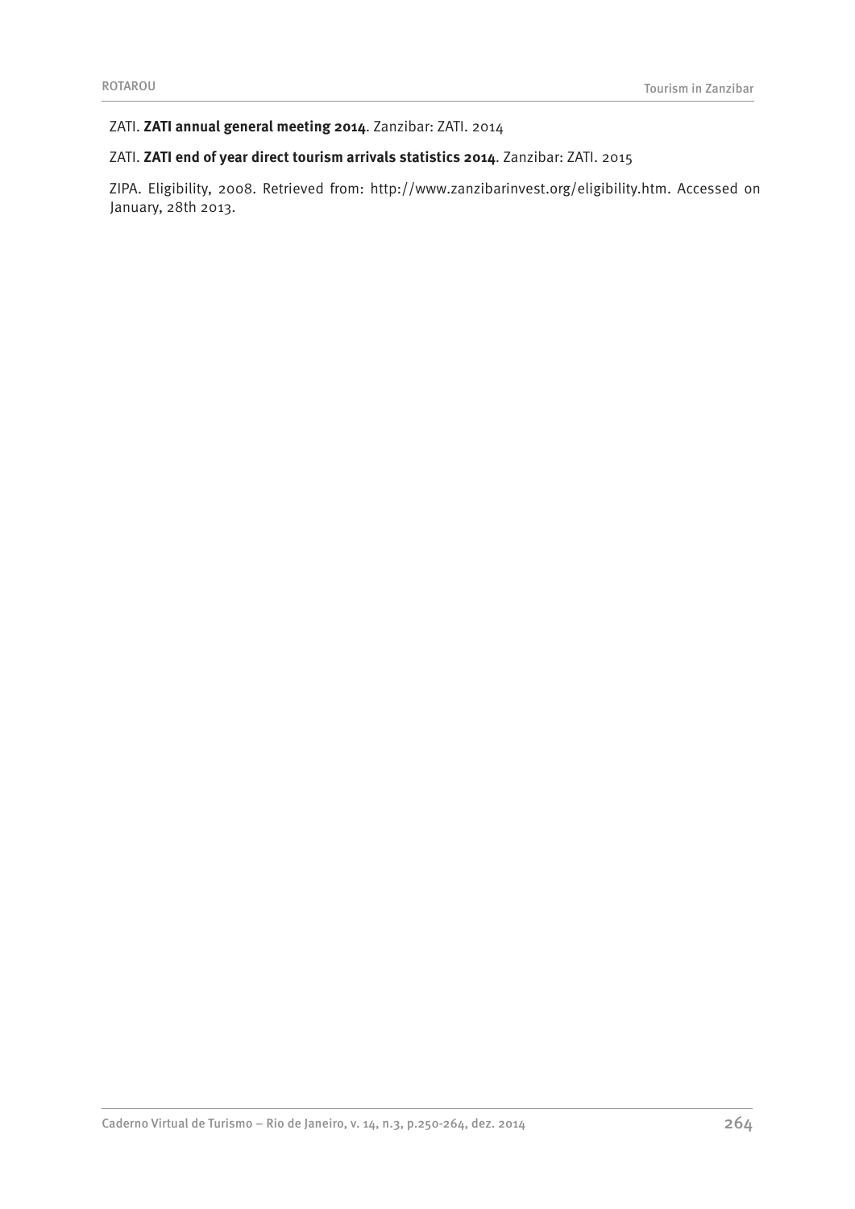ZATI. **ZATI annual general meeting 2014**. Zanzibar: ZATI. 2014

ZATI. **ZATI end of year direct tourism arrivals statistics 2014**. Zanzibar: ZATI. 2015

ZIPA. Eligibility, 2008. Retrieved from: http://www.zanzibarinvest.org/eligibility.htm. Accessed on January, 28th 2013.